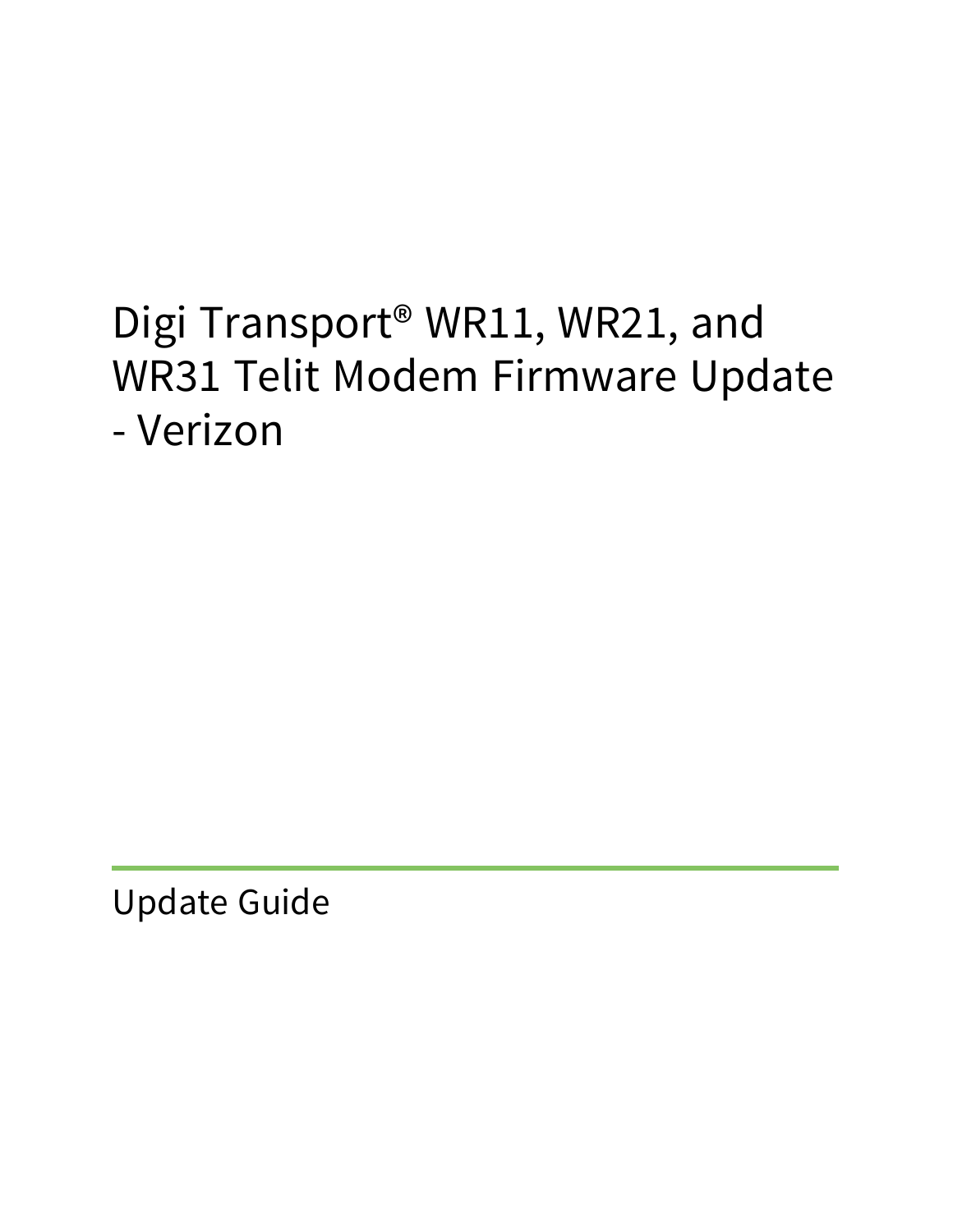# Digi Transport® WR11, WR21, and WR31 Telit Modem Firmware Update - Verizon

Update Guide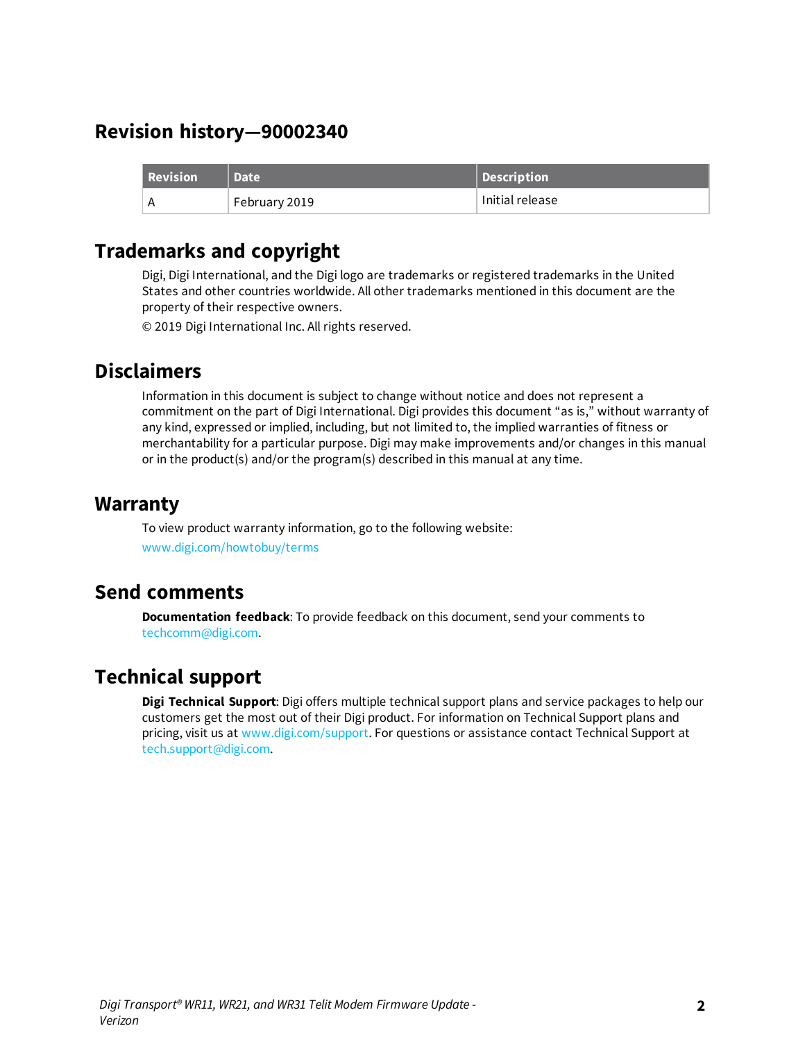# Revision history—90002340

| Revision | Date | Description |
| --- | --- | --- |
| A | February 2019 | Initial release |

## Trademarks and copyright

Digi, Digi International, and the Digi logo are trademarks or registered trademarks in the United States and other countries worldwide. All other trademarks mentioned in this document are the property of their respective owners.

© 2019 Digi International Inc. All rights reserved.

## Disclaimers

Information in this document is subject to change without notice and does not represent a commitment on the part of Digi International. Digi provides this document "as is," without warranty of any kind, expressed or implied, including, but not limited to, the implied warranties of fitness or merchantability for a particular purpose. Digi may make improvements and/or changes in this manual or in the product(s) and/or the program(s) described in this manual at any time.

## Warranty

To view product warranty information, go to the following website:

www.digi.com/howtobuy/terms

## Send comments

**Documentation feedback**: To provide feedback on this document, send your comments to techcomm@digi.com.

## Technical support

**Digi Technical Support**: Digi offers multiple technical support plans and service packages to help our customers get the most out of their Digi product. For information on Technical Support plans and pricing, visit us at www.digi.com/support. For questions or assistance contact Technical Support at tech.support@digi.com.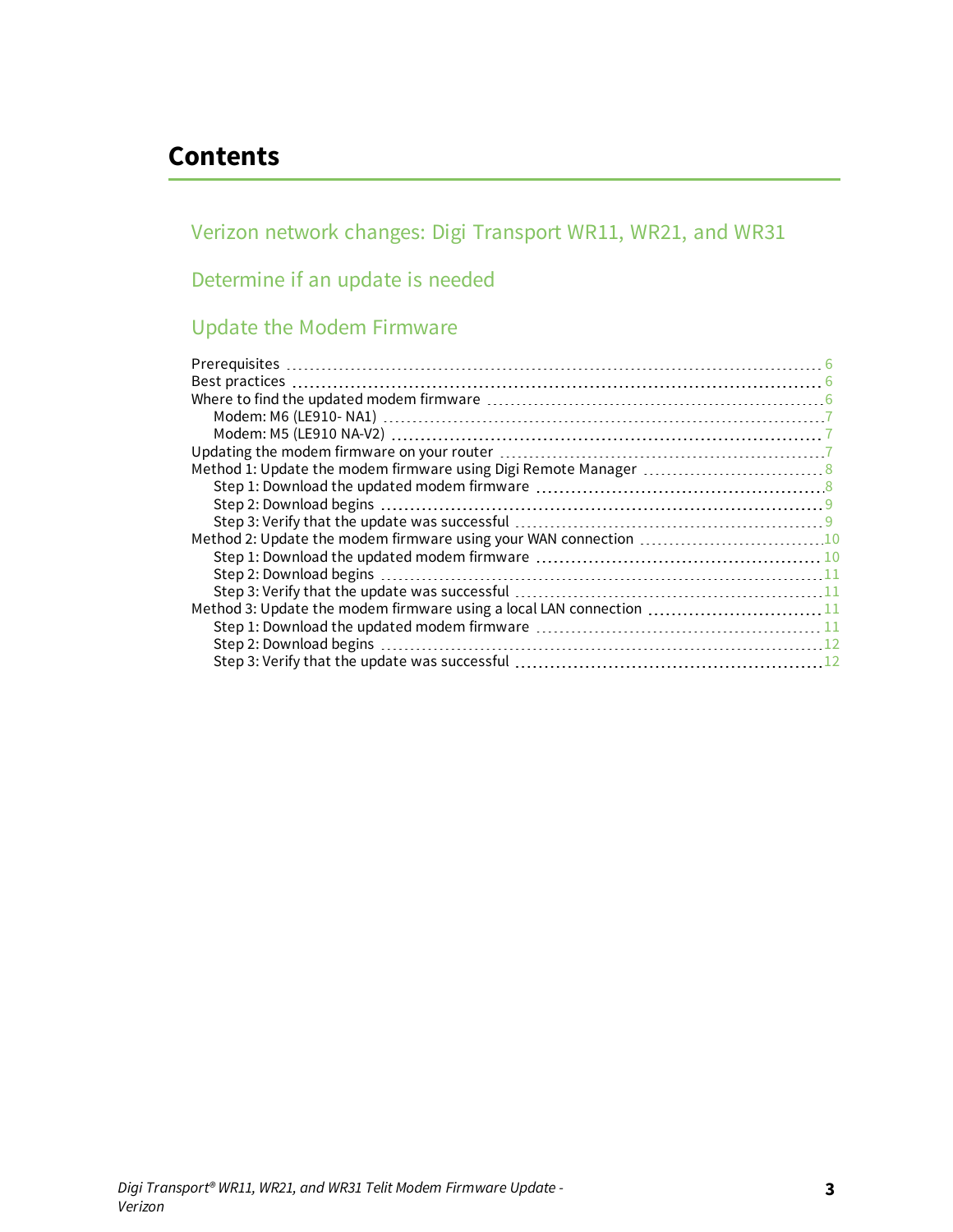# Contents

## Verizon network changes: Digi Transport WR11, WR21, and WR31

## Determine if an update is needed

## Update the Modem Firmware

- Prerequisites ... 6
- Best practices ... 6
- Where to find the updated modem firmware ... 6
  - Modem: M6 (LE910- NA1) ... 7
  - Modem: M5 (LE910 NA-V2) ... 7
- Updating the modem firmware on your router ... 7
- Method 1: Update the modem firmware using Digi Remote Manager ... 8
  - Step 1: Download the updated modem firmware ... 8
  - Step 2: Download begins ... 9
  - Step 3: Verify that the update was successful ... 9
- Method 2: Update the modem firmware using your WAN connection ... 10
  - Step 1: Download the updated modem firmware ... 10
  - Step 2: Download begins ... 11
  - Step 3: Verify that the update was successful ... 11
- Method 3: Update the modem firmware using a local LAN connection ... 11
  - Step 1: Download the updated modem firmware ... 11
  - Step 2: Download begins ... 12
  - Step 3: Verify that the update was successful ... 12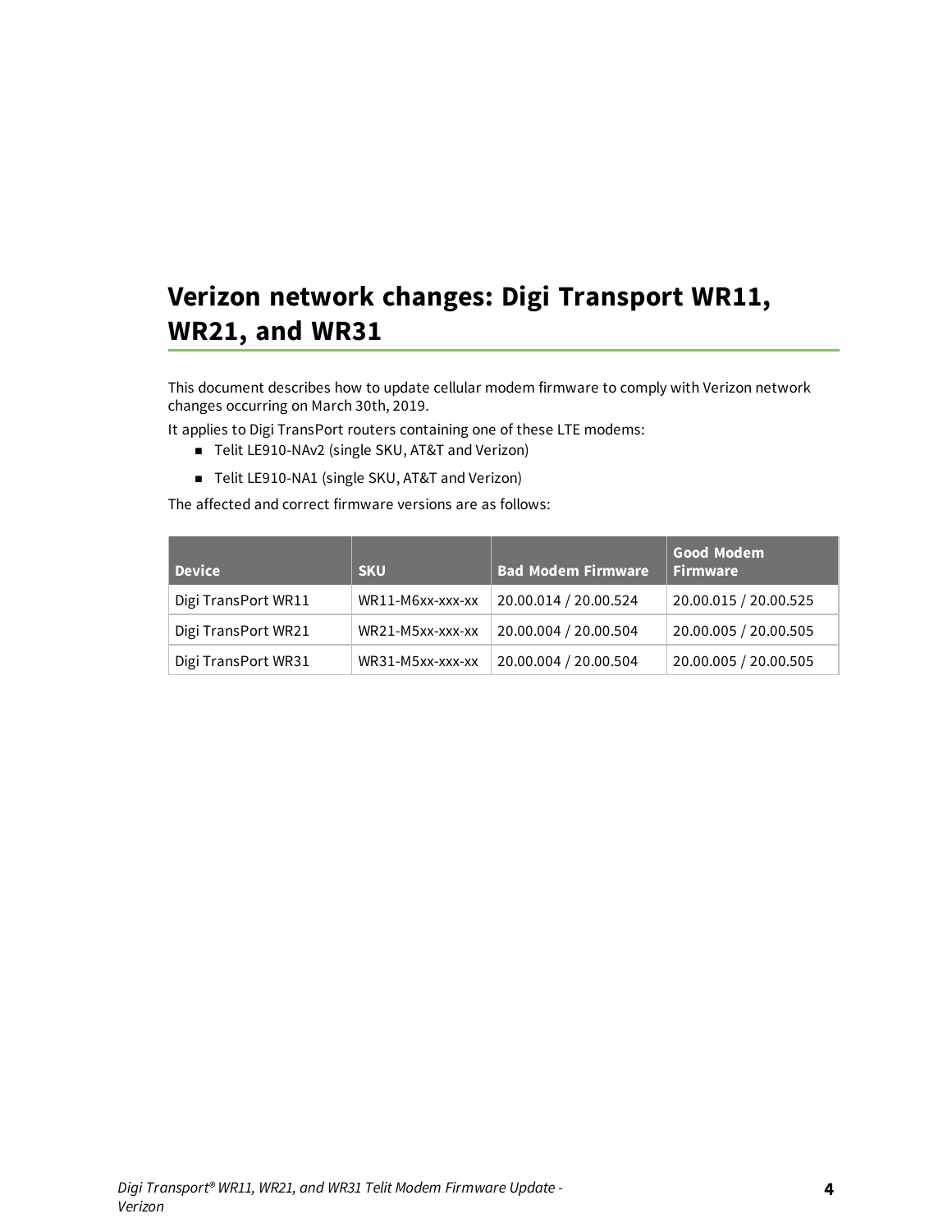# Verizon network changes: Digi Transport WR11, WR21, and WR31

This document describes how to update cellular modem firmware to comply with Verizon network changes occurring on March 30th, 2019.

It applies to Digi TransPort routers containing one of these LTE modems:

- Telit LE910-NAv2 (single SKU, AT&T and Verizon)
- Telit LE910-NA1 (single SKU, AT&T and Verizon)

The affected and correct firmware versions are as follows:

| Device | SKU | Bad Modem Firmware | Good Modem Firmware |
|---|---|---|---|
| Digi TransPort WR11 | WR11-M6xx-xxx-xx | 20.00.014 / 20.00.524 | 20.00.015 / 20.00.525 |
| Digi TransPort WR21 | WR21-M5xx-xxx-xx | 20.00.004 / 20.00.504 | 20.00.005 / 20.00.505 |
| Digi TransPort WR31 | WR31-M5xx-xxx-xx | 20.00.004 / 20.00.504 | 20.00.005 / 20.00.505 |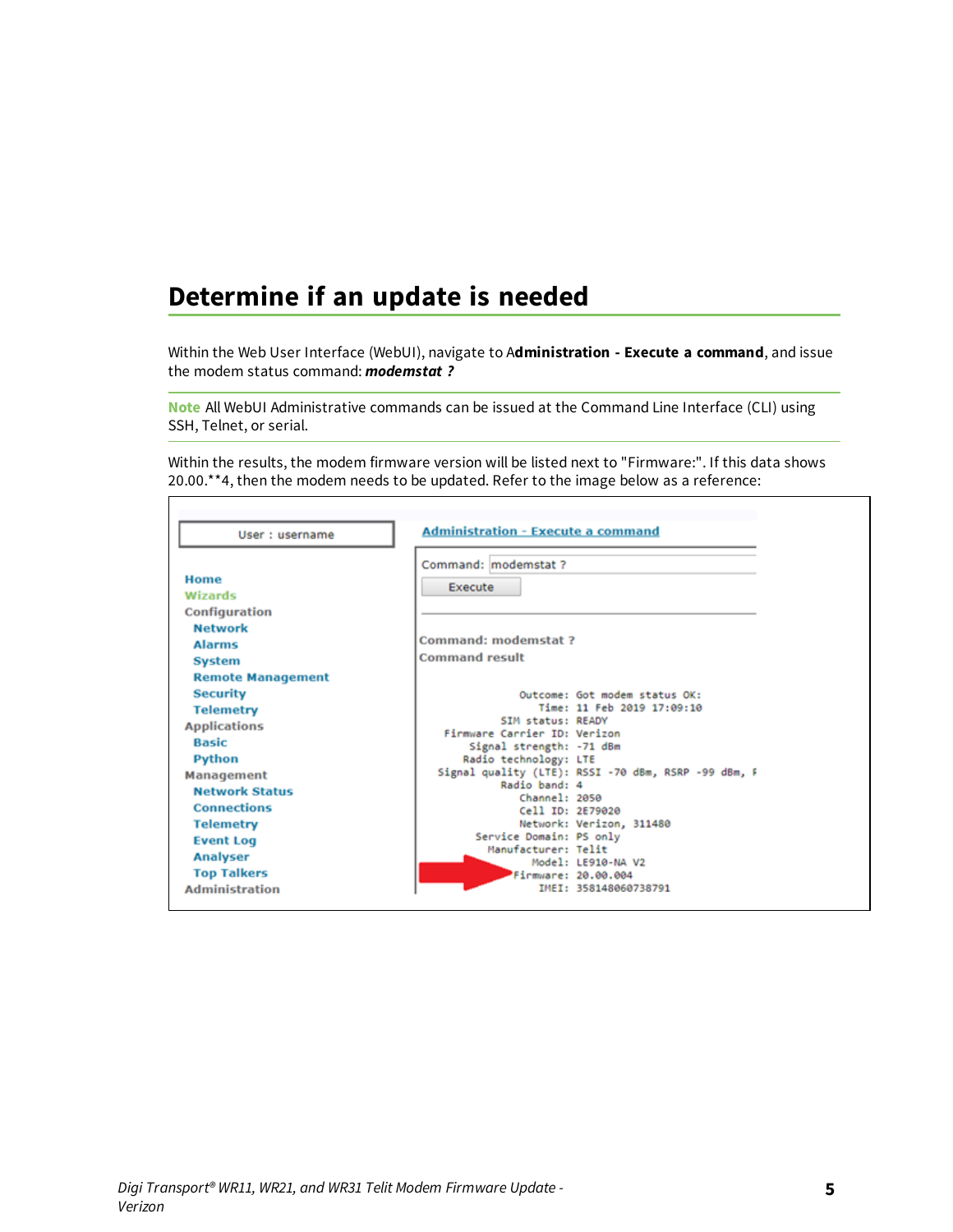## Determine if an update is needed

Within the Web User Interface (WebUI), navigate to **Administration - Execute a command**, and issue the modem status command: ***modemstat ?***

**Note** All WebUI Administrative commands can be issued at the Command Line Interface (CLI) using SSH, Telnet, or serial.

Within the results, the modem firmware version will be listed next to "Firmware:". If this data shows 20.00.**4, then the modem needs to be updated. Refer to the image below as a reference:

User : username

Home
Wizards
Configuration
Network
Alarms
System
Remote Management
Security
Telemetry
Applications
Basic
Python
Management
Network Status
Connections
Telemetry
Event Log
Analyser
Top Talkers
Administration

Administration - Execute a command

Command: modemstat ?

Execute

Command: modemstat ?
Command result

```
              Outcome: Got modem status OK:
                 Time: 11 Feb 2019 17:09:10
           SIM status: READY
  Firmware Carrier ID: Verizon
      Signal strength: -71 dBm
     Radio technology: LTE
 Signal quality (LTE): RSSI -70 dBm, RSRP -99 dBm, F
           Radio band: 4
              Channel: 2050
              Cell ID: 2E79020
              Network: Verizon, 311480
       Service Domain: PS only
         Manufacturer: Telit
                Model: LE910-NA V2
             Firmware: 20.00.004
                 IMEI: 358148060738791
```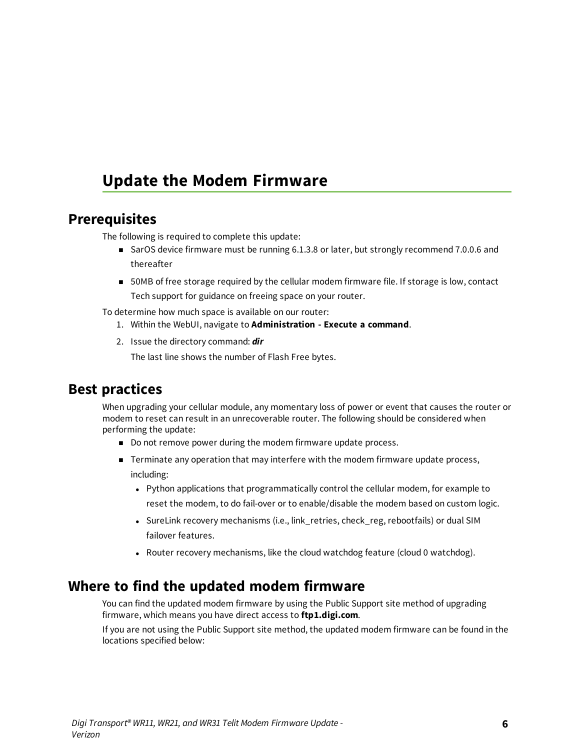# Update the Modem Firmware

## Prerequisites

The following is required to complete this update:

- SarOS device firmware must be running 6.1.3.8 or later, but strongly recommend 7.0.0.6 and thereafter
- 50MB of free storage required by the cellular modem firmware file. If storage is low, contact Tech support for guidance on freeing space on your router.

To determine how much space is available on our router:

1. Within the WebUI, navigate to **Administration - Execute a command**.
2. Issue the directory command: ***dir***

   The last line shows the number of Flash Free bytes.

## Best practices

When upgrading your cellular module, any momentary loss of power or event that causes the router or modem to reset can result in an unrecoverable router. The following should be considered when performing the update:

- Do not remove power during the modem firmware update process.
- Terminate any operation that may interfere with the modem firmware update process, including:
  - Python applications that programmatically control the cellular modem, for example to reset the modem, to do fail-over or to enable/disable the modem based on custom logic.
  - SureLink recovery mechanisms (i.e., link_retries, check_reg, rebootfails) or dual SIM failover features.
  - Router recovery mechanisms, like the cloud watchdog feature (cloud 0 watchdog).

## Where to find the updated modem firmware

You can find the updated modem firmware by using the Public Support site method of upgrading firmware, which means you have direct access to **ftp1.digi.com**.

If you are not using the Public Support site method, the updated modem firmware can be found in the locations specified below: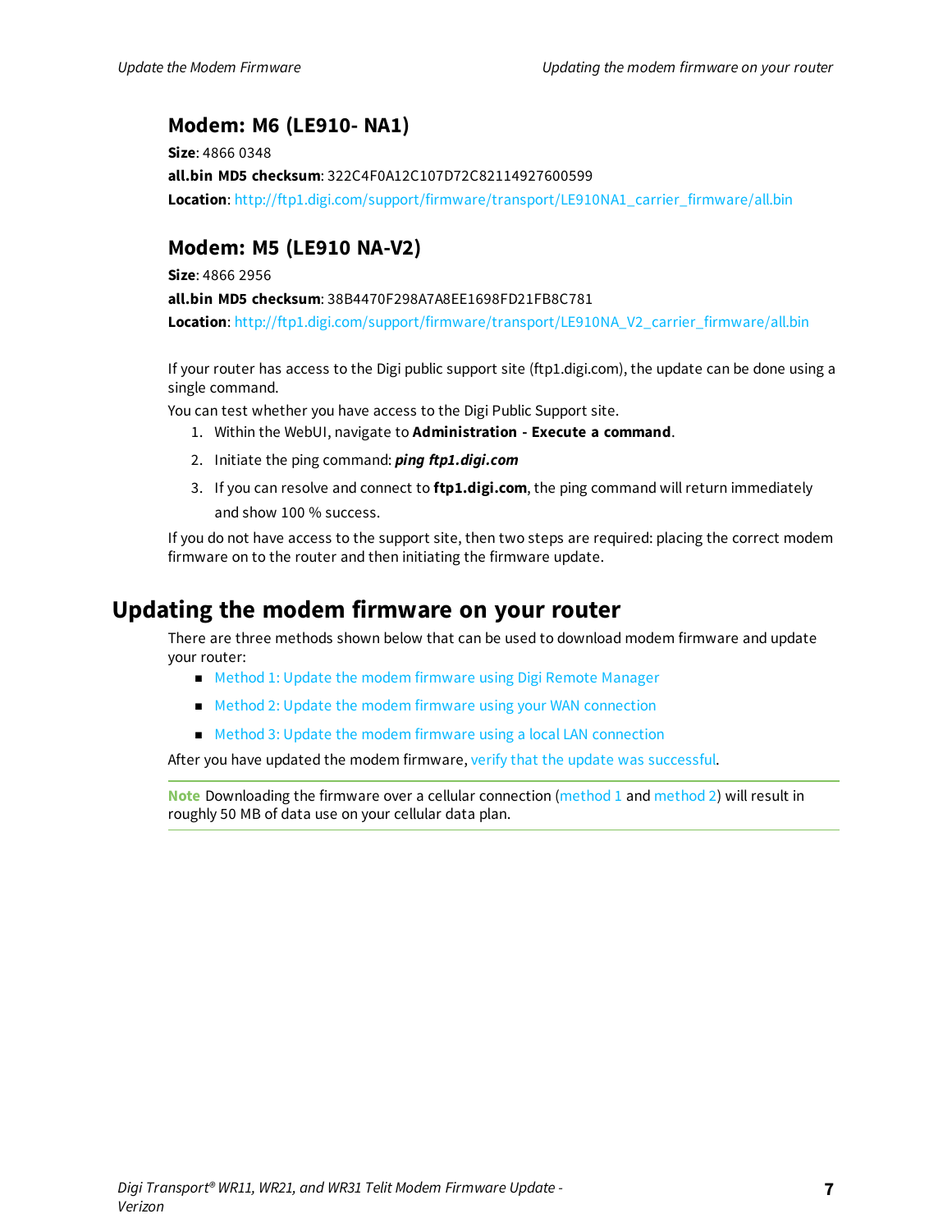### Modem: M6 (LE910- NA1)

**Size**: 4866 0348

**all.bin MD5 checksum**: 322C4F0A12C107D72C82114927600599

**Location**: http://ftp1.digi.com/support/firmware/transport/LE910NA1_carrier_firmware/all.bin

### Modem: M5 (LE910 NA-V2)

**Size**: 4866 2956

**all.bin MD5 checksum**: 38B4470F298A7A8EE1698FD21FB8C781

**Location**: http://ftp1.digi.com/support/firmware/transport/LE910NA_V2_carrier_firmware/all.bin

If your router has access to the Digi public support site (ftp1.digi.com), the update can be done using a single command.

You can test whether you have access to the Digi Public Support site.

1. Within the WebUI, navigate to **Administration - Execute a command**.
2. Initiate the ping command: ***ping ftp1.digi.com***
3. If you can resolve and connect to **ftp1.digi.com**, the ping command will return immediately and show 100 % success.

If you do not have access to the support site, then two steps are required: placing the correct modem firmware on to the router and then initiating the firmware update.

## Updating the modem firmware on your router

There are three methods shown below that can be used to download modem firmware and update your router:

- Method 1: Update the modem firmware using Digi Remote Manager
- Method 2: Update the modem firmware using your WAN connection
- Method 3: Update the modem firmware using a local LAN connection

After you have updated the modem firmware, verify that the update was successful.

**Note** Downloading the firmware over a cellular connection (method 1 and method 2) will result in roughly 50 MB of data use on your cellular data plan.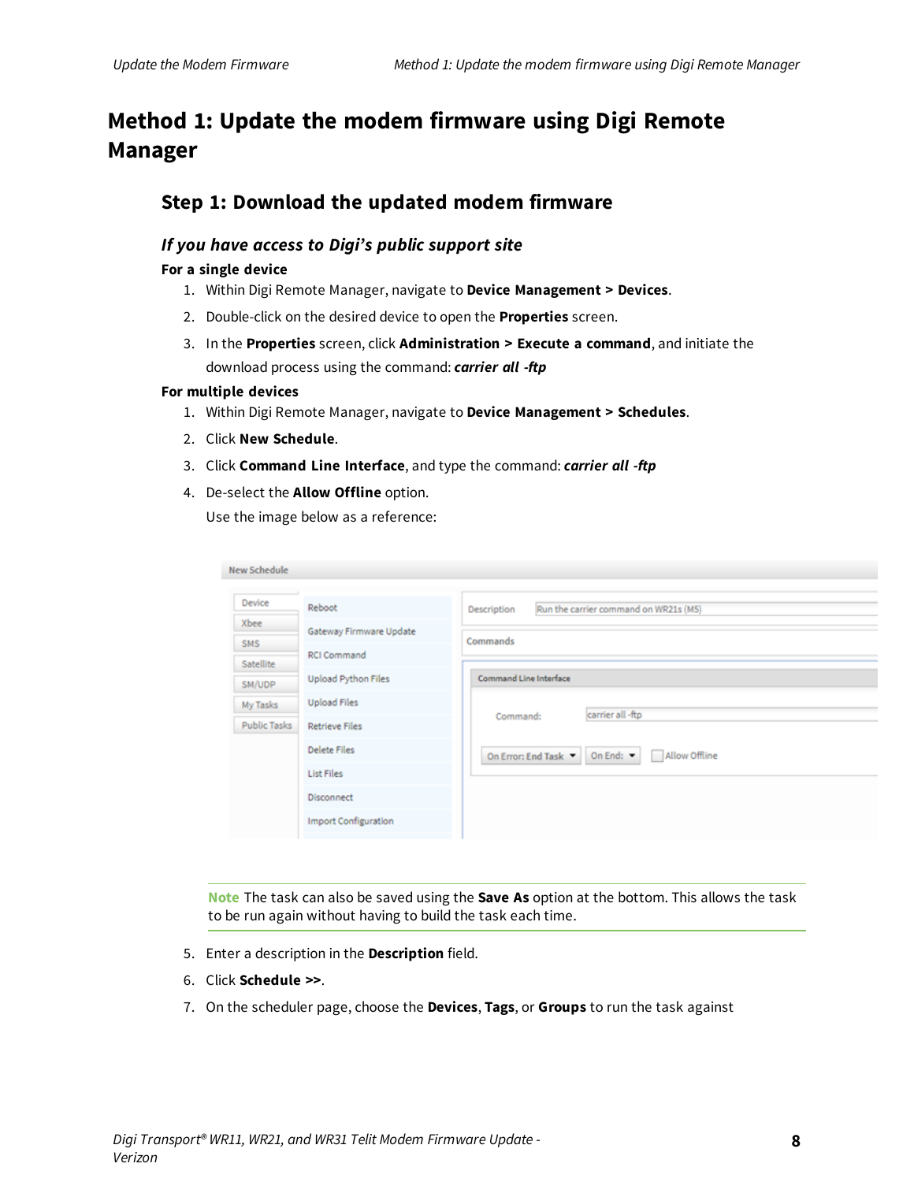# Method 1: Update the modem firmware using Digi Remote Manager

## Step 1: Download the updated modem firmware

### *If you have access to Digi's public support site*

**For a single device**

1. Within Digi Remote Manager, navigate to **Device Management** > **Devices**.
2. Double-click on the desired device to open the **Properties** screen.
3. In the **Properties** screen, click **Administration** > **Execute a command**, and initiate the download process using the command: ***carrier all -ftp***

**For multiple devices**

1. Within Digi Remote Manager, navigate to **Device Management** > **Schedules**.
2. Click **New Schedule**.
3. Click **Command Line Interface**, and type the command: ***carrier all -ftp***
4. De-select the **Allow Offline** option.

   Use the image below as a reference:

> **Note** The task can also be saved using the **Save As** option at the bottom. This allows the task to be run again without having to build the task each time.

5. Enter a description in the **Description** field.
6. Click **Schedule >>**.
7. On the scheduler page, choose the **Devices**, **Tags**, or **Groups** to run the task against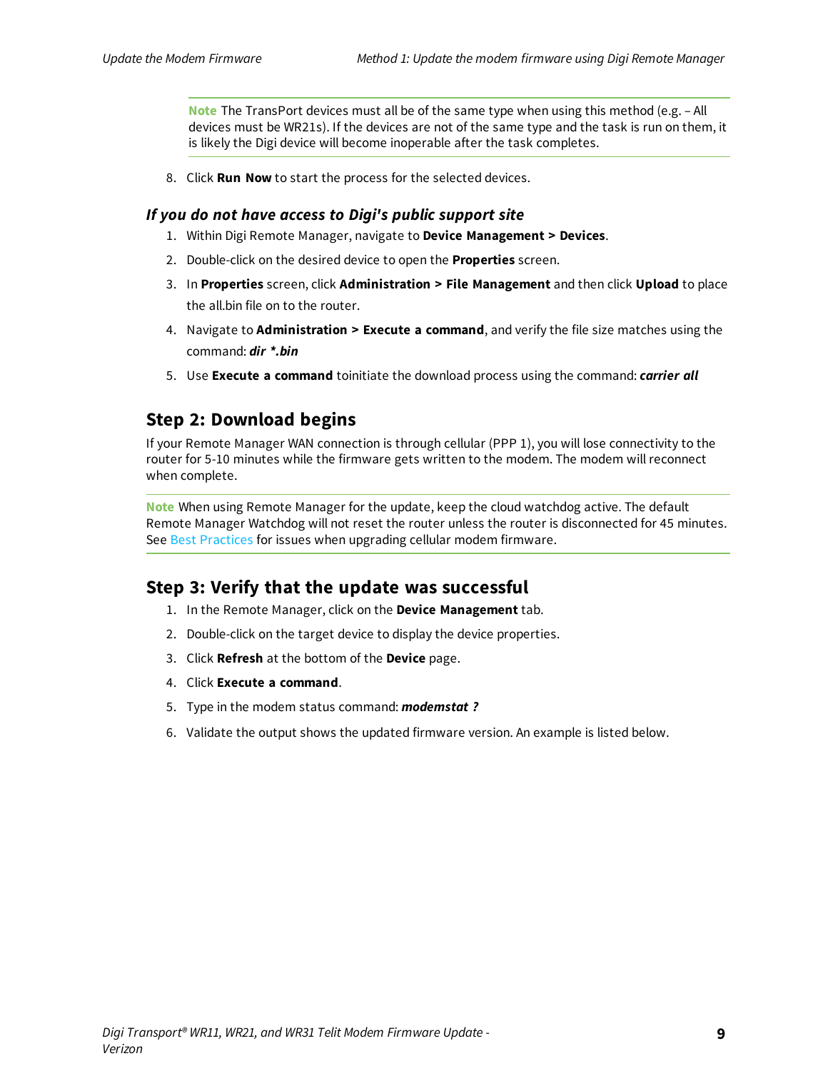**Note** The TransPort devices must all be of the same type when using this method (e.g. – All devices must be WR21s). If the devices are not of the same type and the task is run on them, it is likely the Digi device will become inoperable after the task completes.

8. Click **Run Now** to start the process for the selected devices.

### *If you do not have access to Digi's public support site*

1. Within Digi Remote Manager, navigate to **Device Management > Devices**.
2. Double-click on the desired device to open the **Properties** screen.
3. In **Properties** screen, click **Administration > File Management** and then click **Upload** to place the all.bin file on to the router.
4. Navigate to **Administration > Execute a command**, and verify the file size matches using the command: ***dir *.bin***
5. Use **Execute a command** toinitiate the download process using the command: ***carrier all***

## Step 2: Download begins

If your Remote Manager WAN connection is through cellular (PPP 1), you will lose connectivity to the router for 5-10 minutes while the firmware gets written to the modem. The modem will reconnect when complete.

**Note** When using Remote Manager for the update, keep the cloud watchdog active. The default Remote Manager Watchdog will not reset the router unless the router is disconnected for 45 minutes. See Best Practices for issues when upgrading cellular modem firmware.

## Step 3: Verify that the update was successful

1. In the Remote Manager, click on the **Device Management** tab.
2. Double-click on the target device to display the device properties.
3. Click **Refresh** at the bottom of the **Device** page.
4. Click **Execute a command**.
5. Type in the modem status command: ***modemstat ?***
6. Validate the output shows the updated firmware version. An example is listed below.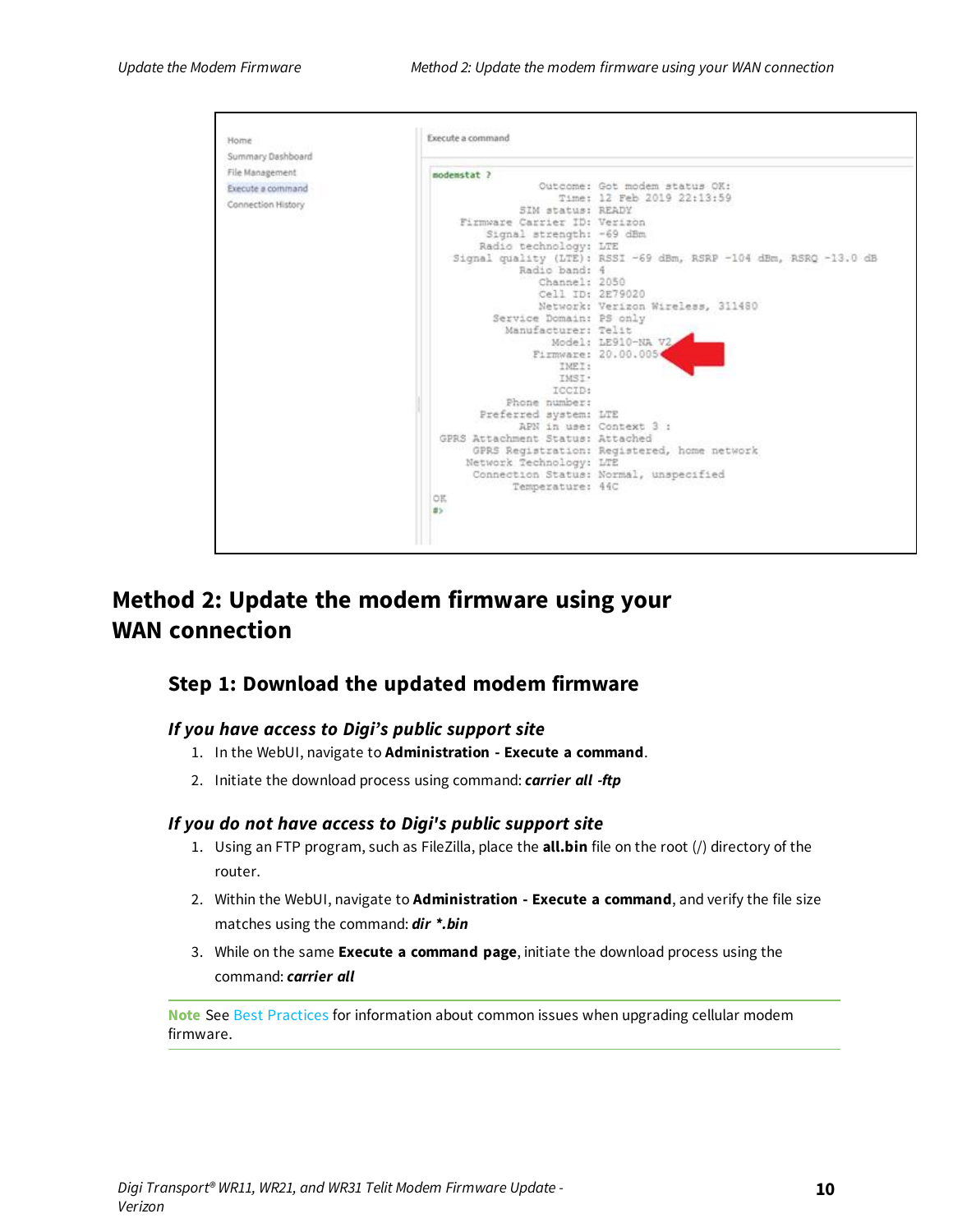Home
Summary Dashboard
File Management
Execute a command
Connection History

Execute a command

```
modemstat ?
              Outcome: Got modem status OK:
                 Time: 12 Feb 2019 22:13:59
           SIM status: READY
  Firmware Carrier ID: Verizon
      Signal strength: -69 dBm
     Radio technology: LTE
 Signal quality (LTE): RSSI -69 dBm, RSRP -104 dBm, RSRQ -13.0 dB
           Radio band: 4
              Channel: 2050
              Cell ID: 2E79020
              Network: Verizon Wireless, 311480
       Service Domain: PS only
         Manufacturer: Telit
                Model: LE910-NA V2
             Firmware: 20.00.005
                 IMEI:
                 IMSI:
                ICCID:
         Phone number:
     Preferred system: LTE
           APN in use: Context 3 :
GPRS Attachment Status: Attached
    GPRS Registration: Registered, home network
   Network Technology: LTE
    Connection Status: Normal, unspecified
          Temperature: 44C
OK
#>
```

# Method 2: Update the modem firmware using your WAN connection

## Step 1: Download the updated modem firmware

### *If you have access to Digi's public support site*

1. In the WebUI, navigate to **Administration - Execute a command**.
2. Initiate the download process using command: ***carrier all -ftp***

### *If you do not have access to Digi's public support site*

1. Using an FTP program, such as FileZilla, place the **all.bin** file on the root (/) directory of the router.
2. Within the WebUI, navigate to **Administration - Execute a command**, and verify the file size matches using the command: ***dir *.bin***
3. While on the same **Execute a command page**, initiate the download process using the command: ***carrier all***

**Note** See Best Practices for information about common issues when upgrading cellular modem firmware.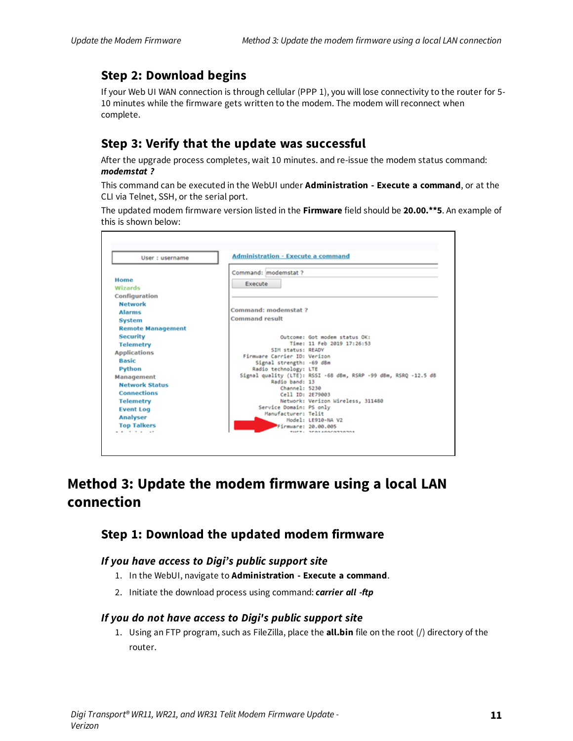## Step 2: Download begins

If your Web UI WAN connection is through cellular (PPP 1), you will lose connectivity to the router for 5-10 minutes while the firmware gets written to the modem. The modem will reconnect when complete.

## Step 3: Verify that the update was successful

After the upgrade process completes, wait 10 minutes. and re-issue the modem status command: ***modemstat ?***

This command can be executed in the WebUI under **Administration - Execute a command**, or at the CLI via Telnet, SSH, or the serial port.

The updated modem firmware version listed in the **Firmware** field should be **20.00.**5**. An example of this is shown below:

# Method 3: Update the modem firmware using a local LAN connection

## Step 1: Download the updated modem firmware

### *If you have access to Digi's public support site*

1. In the WebUI, navigate to **Administration - Execute a command**.
2. Initiate the download process using command: ***carrier all -ftp***

### *If you do not have access to Digi's public support site*

1. Using an FTP program, such as FileZilla, place the **all.bin** file on the root (/) directory of the router.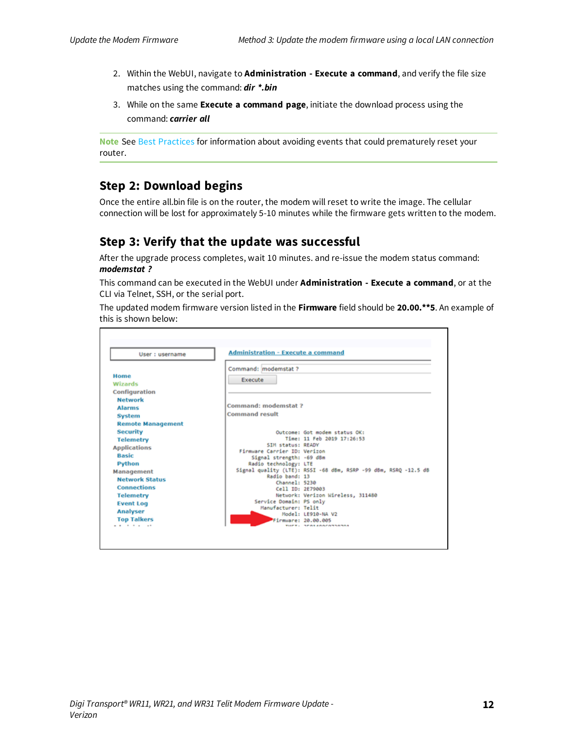2. Within the WebUI, navigate to **Administration - Execute a command**, and verify the file size matches using the command: ***dir *.bin***
3. While on the same **Execute a command page**, initiate the download process using the command: ***carrier all***

**Note** See Best Practices for information about avoiding events that could prematurely reset your router.

## Step 2: Download begins

Once the entire all.bin file is on the router, the modem will reset to write the image. The cellular connection will be lost for approximately 5-10 minutes while the firmware gets written to the modem.

## Step 3: Verify that the update was successful

After the upgrade process completes, wait 10 minutes. and re-issue the modem status command: ***modemstat ?***

This command can be executed in the WebUI under **Administration - Execute a command**, or at the CLI via Telnet, SSH, or the serial port.

The updated modem firmware version listed in the **Firmware** field should be **20.00.**5**. An example of this is shown below:

User : username

Home
Wizards
Configuration
Network
Alarms
System
Remote Management
Security
Telemetry
Applications
Basic
Python
Management
Network Status
Connections
Telemetry
Event Log
Analyser
Top Talkers

Administration - Execute a command

Command: modemstat ?

Execute

Command: modemstat ?
Command result

```
          Outcome: Got modem status OK:
             Time: 11 Feb 2019 17:26:53
       SIM status: READY
Firmware Carrier ID: Verizon
  Signal strength: -69 dBm
 Radio technology: LTE
Signal quality (LTE): RSSI -68 dBm, RSRP -99 dBm, RSRQ -12.5 dB
       Radio band: 13
          Channel: 5230
          Cell ID: 2E79003
          Network: Verizon Wireless, 311480
   Service Domain: PS only
     Manufacturer: Telit
            Model: LE910-NA V2
         Firmware: 20.00.005
```